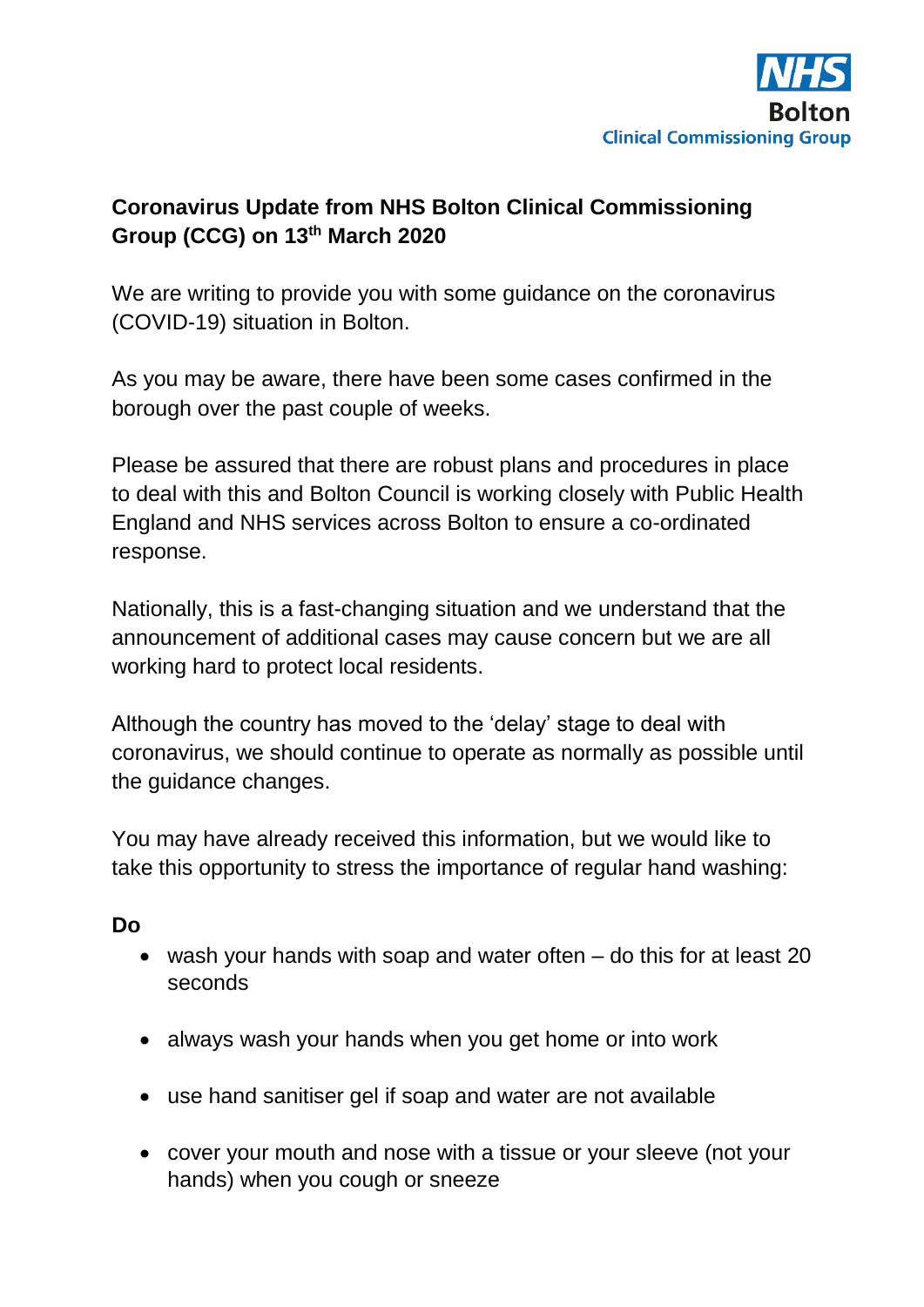NHS Bolton Clinical Commissioning Group

**Coronavirus Update from NHS Bolton Clinical Commissioning Group (CCG) on 13th March 2020**

We are writing to provide you with some guidance on the coronavirus (COVID-19) situation in Bolton.

As you may be aware, there have been some cases confirmed in the borough over the past couple of weeks.

Please be assured that there are robust plans and procedures in place to deal with this and Bolton Council is working closely with Public Health England and NHS services across Bolton to ensure a co-ordinated response.

Nationally, this is a fast-changing situation and we understand that the announcement of additional cases may cause concern but we are all working hard to protect local residents.

Although the country has moved to the 'delay' stage to deal with coronavirus, we should continue to operate as normally as possible until the guidance changes.

You may have already received this information, but we would like to take this opportunity to stress the importance of regular hand washing:

**Do**

- wash your hands with soap and water often – do this for at least 20 seconds
- always wash your hands when you get home or into work
- use hand sanitiser gel if soap and water are not available
- cover your mouth and nose with a tissue or your sleeve (not your hands) when you cough or sneeze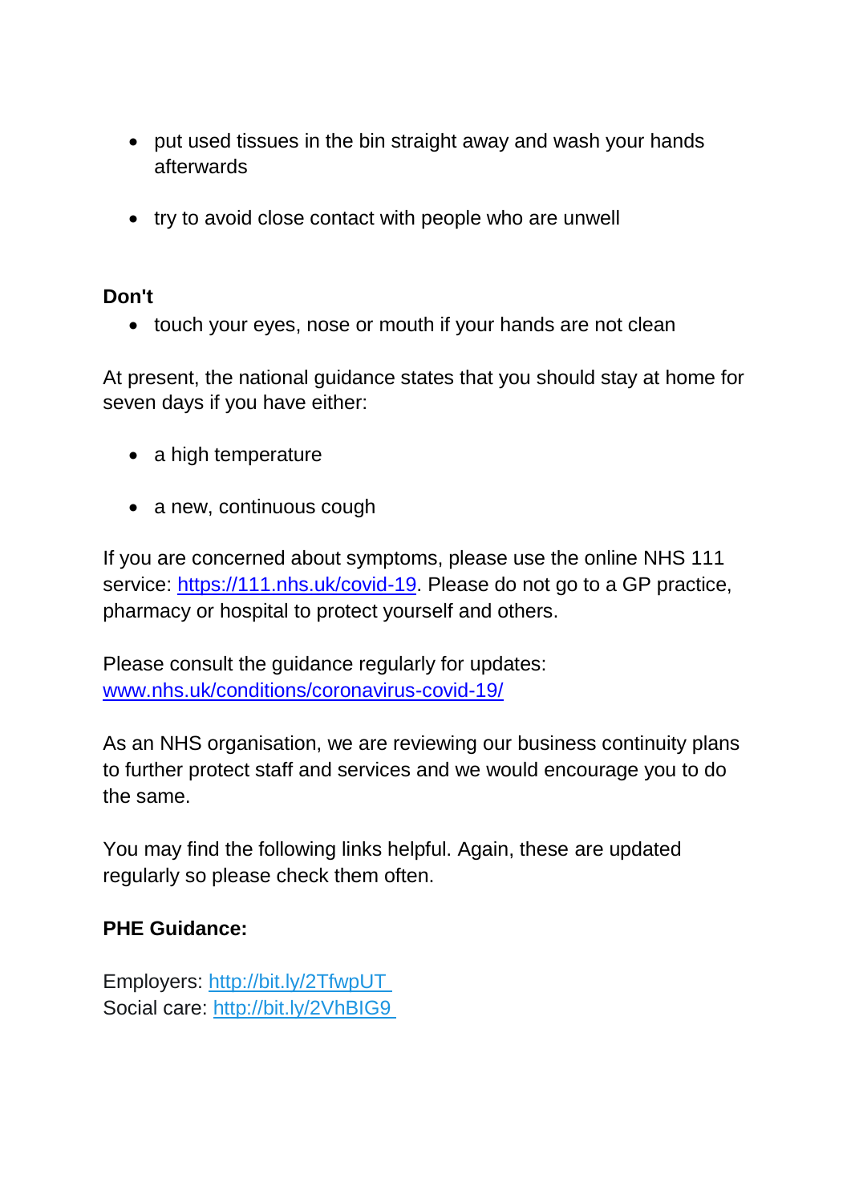- put used tissues in the bin straight away and wash your hands afterwards

- try to avoid close contact with people who are unwell

**Don't**

- touch your eyes, nose or mouth if your hands are not clean

At present, the national guidance states that you should stay at home for seven days if you have either:

- a high temperature

- a new, continuous cough

If you are concerned about symptoms, please use the online NHS 111 service: [https://111.nhs.uk/covid-19](https://111.nhs.uk/covid-19). Please do not go to a GP practice, pharmacy or hospital to protect yourself and others.

Please consult the guidance regularly for updates:
[www.nhs.uk/conditions/coronavirus-covid-19/](www.nhs.uk/conditions/coronavirus-covid-19/)

As an NHS organisation, we are reviewing our business continuity plans to further protect staff and services and we would encourage you to do the same.

You may find the following links helpful. Again, these are updated regularly so please check them often.

**PHE Guidance:**

Employers: [http://bit.ly/2TfwpUT](http://bit.ly/2TfwpUT)
Social care: [http://bit.ly/2VhBIG9](http://bit.ly/2VhBIG9)